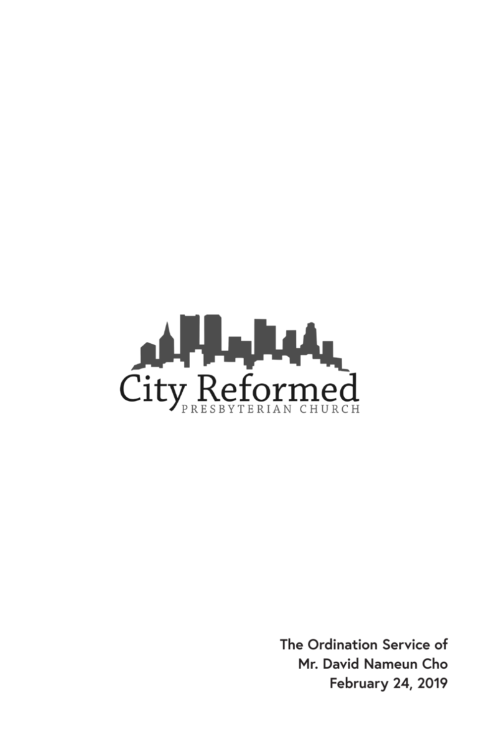City Reformed

PRESBYTERIAN CHURCH

**The Ordination Service of**
**Mr. David Nameun Cho**
**February 24, 2019**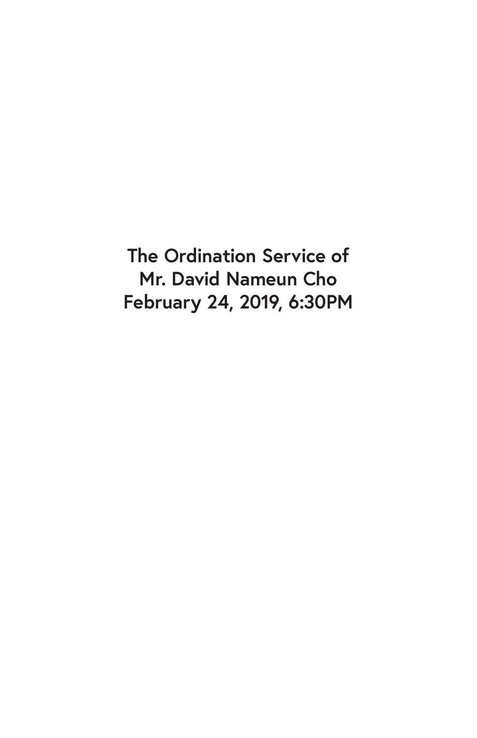**The Ordination Service of**
**Mr. David Nameun Cho**
**February 24, 2019, 6:30PM**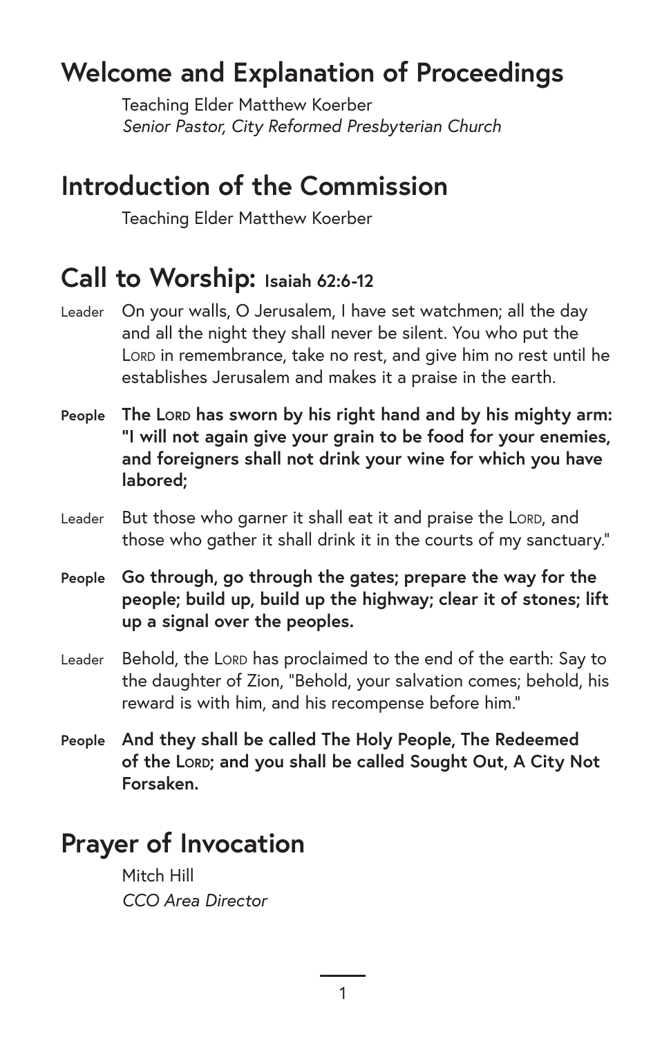## Welcome and Explanation of Proceedings

Teaching Elder Matthew Koerber
*Senior Pastor, City Reformed Presbyterian Church*

## Introduction of the Commission

Teaching Elder Matthew Koerber

## Call to Worship: Isaiah 62:6-12

Leader On your walls, O Jerusalem, I have set watchmen; all the day and all the night they shall never be silent. You who put the LORD in remembrance, take no rest, and give him no rest until he establishes Jerusalem and makes it a praise in the earth.

**People The LORD has sworn by his right hand and by his mighty arm: "I will not again give your grain to be food for your enemies, and foreigners shall not drink your wine for which you have labored;**

Leader But those who garner it shall eat it and praise the LORD, and those who gather it shall drink it in the courts of my sanctuary."

**People Go through, go through the gates; prepare the way for the people; build up, build up the highway; clear it of stones; lift up a signal over the peoples.**

Leader Behold, the LORD has proclaimed to the end of the earth: Say to the daughter of Zion, "Behold, your salvation comes; behold, his reward is with him, and his recompense before him."

**People And they shall be called The Holy People, The Redeemed of the LORD; and you shall be called Sought Out, A City Not Forsaken.**

## Prayer of Invocation

Mitch Hill
*CCO Area Director*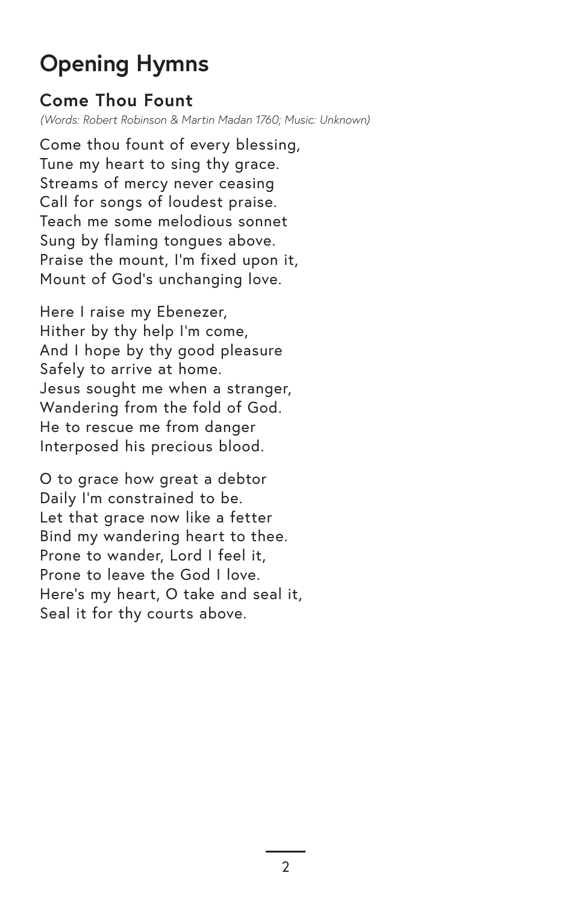# Opening Hymns

## Come Thou Fount

*(Words: Robert Robinson & Martin Madan 1760; Music: Unknown)*

Come thou fount of every blessing,
Tune my heart to sing thy grace.
Streams of mercy never ceasing
Call for songs of loudest praise.
Teach me some melodious sonnet
Sung by flaming tongues above.
Praise the mount, I'm fixed upon it,
Mount of God's unchanging love.

Here I raise my Ebenezer,
Hither by thy help I'm come,
And I hope by thy good pleasure
Safely to arrive at home.
Jesus sought me when a stranger,
Wandering from the fold of God.
He to rescue me from danger
Interposed his precious blood.

O to grace how great a debtor
Daily I'm constrained to be.
Let that grace now like a fetter
Bind my wandering heart to thee.
Prone to wander, Lord I feel it,
Prone to leave the God I love.
Here's my heart, O take and seal it,
Seal it for thy courts above.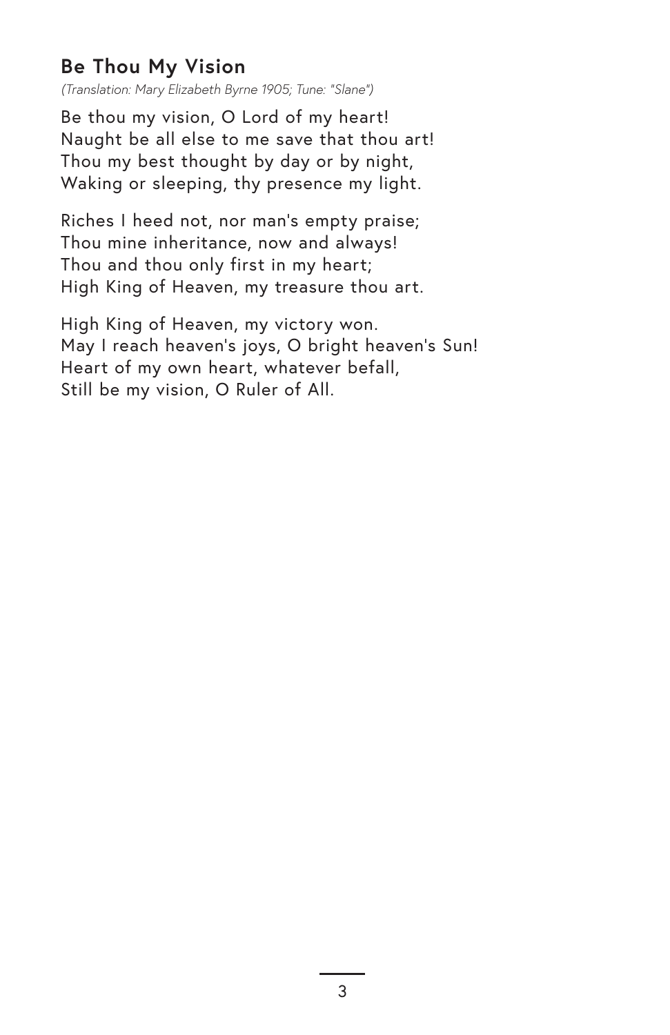## Be Thou My Vision

*(Translation: Mary Elizabeth Byrne 1905; Tune: "Slane")*

Be thou my vision, O Lord of my heart!
Naught be all else to me save that thou art!
Thou my best thought by day or by night,
Waking or sleeping, thy presence my light.

Riches I heed not, nor man's empty praise;
Thou mine inheritance, now and always!
Thou and thou only first in my heart;
High King of Heaven, my treasure thou art.

High King of Heaven, my victory won.
May I reach heaven's joys, O bright heaven's Sun!
Heart of my own heart, whatever befall,
Still be my vision, O Ruler of All.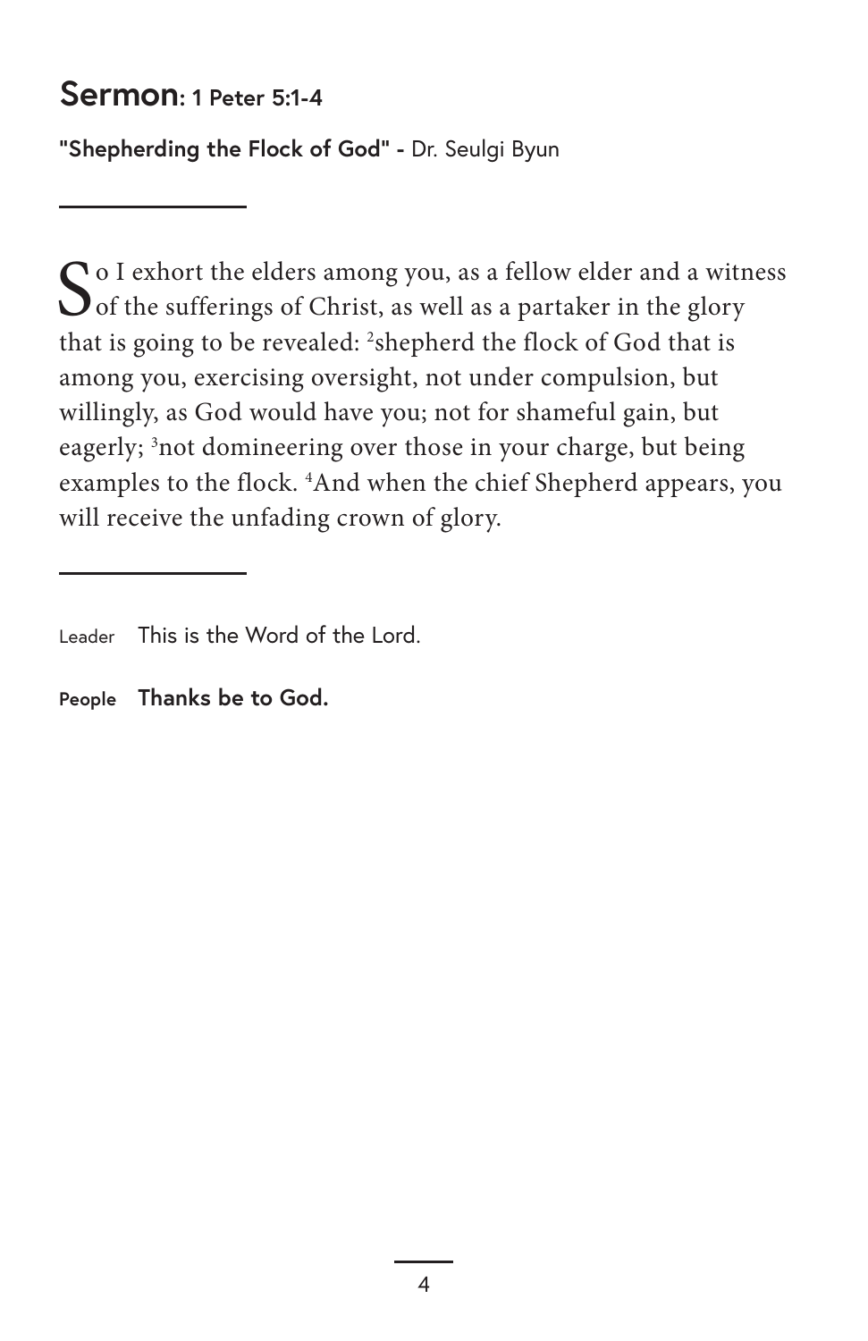## Sermon: 1 Peter 5:1-4

**"Shepherding the Flock of God" -** Dr. Seulgi Byun

---

So I exhort the elders among you, as a fellow elder and a witness of the sufferings of Christ, as well as a partaker in the glory that is going to be revealed: [2]shepherd the flock of God that is among you, exercising oversight, not under compulsion, but willingly, as God would have you; not for shameful gain, but eagerly; [3]not domineering over those in your charge, but being examples to the flock. [4]And when the chief Shepherd appears, you will receive the unfading crown of glory.

---

Leader This is the Word of the Lord.

**People Thanks be to God.**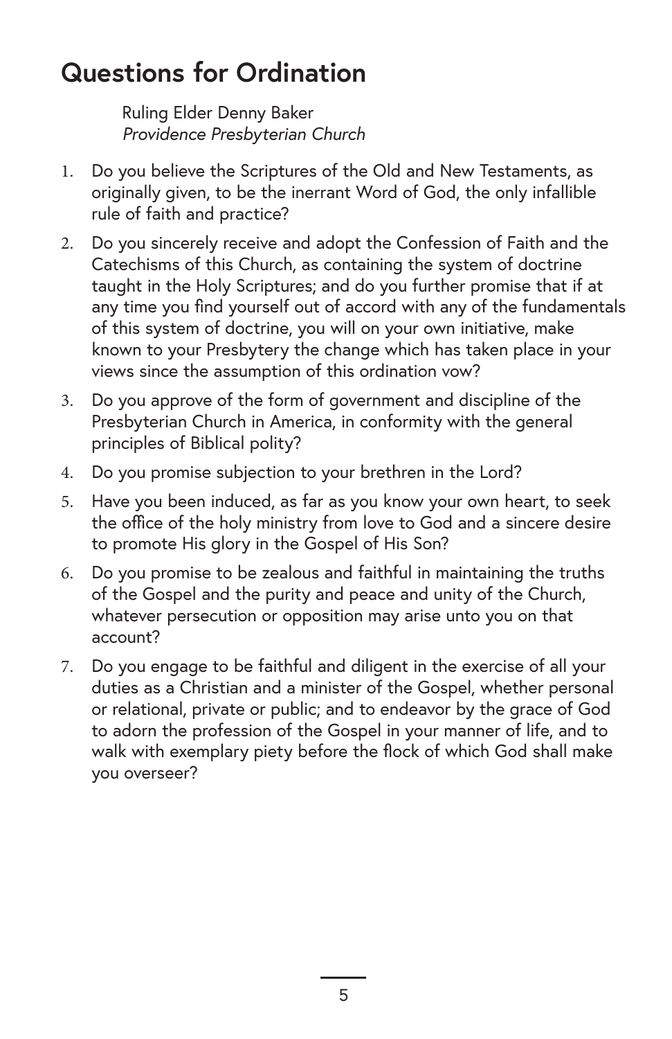# Questions for Ordination

Ruling Elder Denny Baker
*Providence Presbyterian Church*

1. Do you believe the Scriptures of the Old and New Testaments, as originally given, to be the inerrant Word of God, the only infallible rule of faith and practice?
2. Do you sincerely receive and adopt the Confession of Faith and the Catechisms of this Church, as containing the system of doctrine taught in the Holy Scriptures; and do you further promise that if at any time you find yourself out of accord with any of the fundamentals of this system of doctrine, you will on your own initiative, make known to your Presbytery the change which has taken place in your views since the assumption of this ordination vow?
3. Do you approve of the form of government and discipline of the Presbyterian Church in America, in conformity with the general principles of Biblical polity?
4. Do you promise subjection to your brethren in the Lord?
5. Have you been induced, as far as you know your own heart, to seek the office of the holy ministry from love to God and a sincere desire to promote His glory in the Gospel of His Son?
6. Do you promise to be zealous and faithful in maintaining the truths of the Gospel and the purity and peace and unity of the Church, whatever persecution or opposition may arise unto you on that account?
7. Do you engage to be faithful and diligent in the exercise of all your duties as a Christian and a minister of the Gospel, whether personal or relational, private or public; and to endeavor by the grace of God to adorn the profession of the Gospel in your manner of life, and to walk with exemplary piety before the flock of which God shall make you overseer?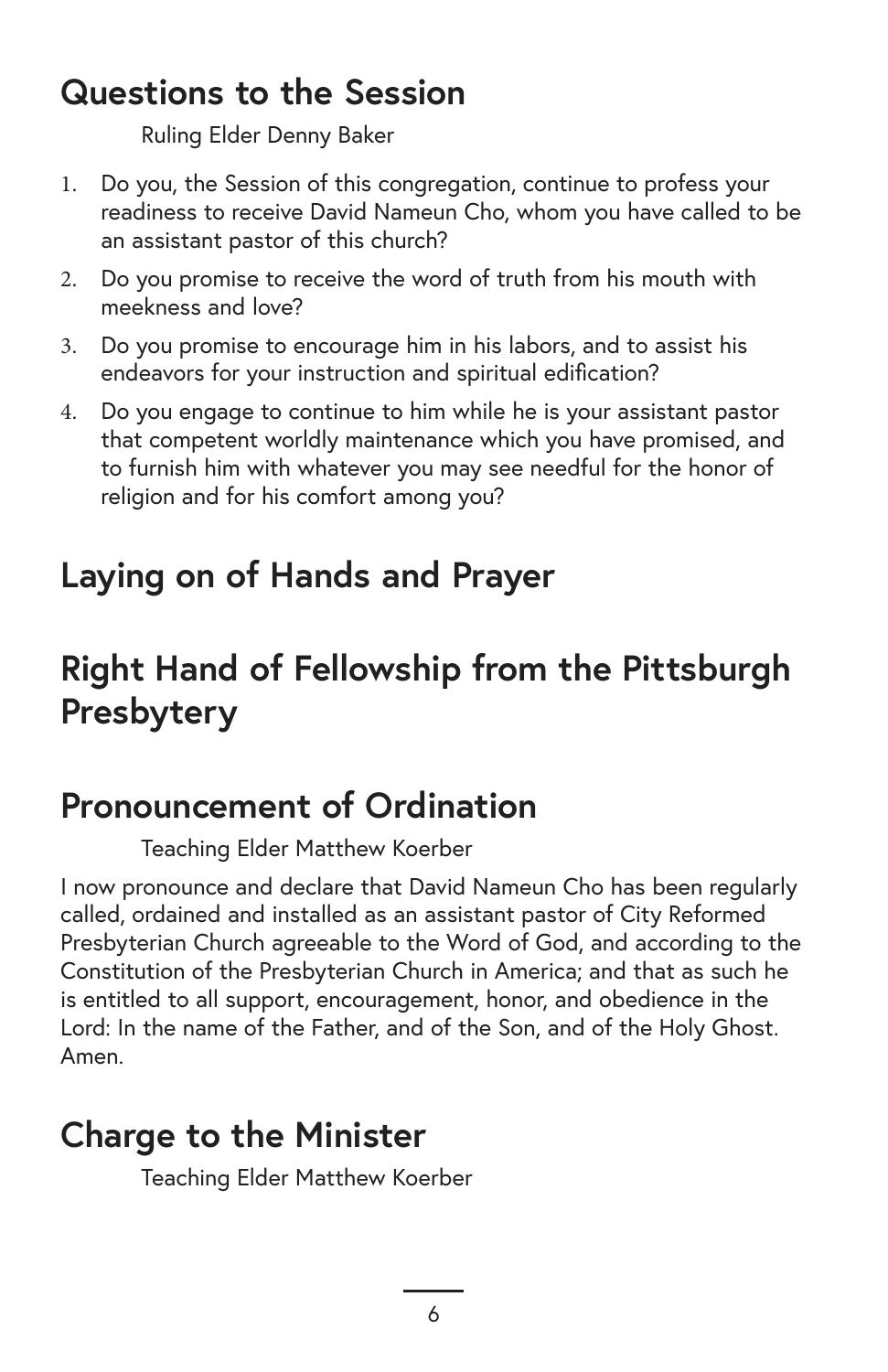## Questions to the Session

Ruling Elder Denny Baker

1. Do you, the Session of this congregation, continue to profess your readiness to receive David Nameun Cho, whom you have called to be an assistant pastor of this church?
2. Do you promise to receive the word of truth from his mouth with meekness and love?
3. Do you promise to encourage him in his labors, and to assist his endeavors for your instruction and spiritual edification?
4. Do you engage to continue to him while he is your assistant pastor that competent worldly maintenance which you have promised, and to furnish him with whatever you may see needful for the honor of religion and for his comfort among you?

## Laying on of Hands and Prayer

## Right Hand of Fellowship from the Pittsburgh Presbytery

## Pronouncement of Ordination

Teaching Elder Matthew Koerber

I now pronounce and declare that David Nameun Cho has been regularly called, ordained and installed as an assistant pastor of City Reformed Presbyterian Church agreeable to the Word of God, and according to the Constitution of the Presbyterian Church in America; and that as such he is entitled to all support, encouragement, honor, and obedience in the Lord: In the name of the Father, and of the Son, and of the Holy Ghost. Amen.

## Charge to the Minister

Teaching Elder Matthew Koerber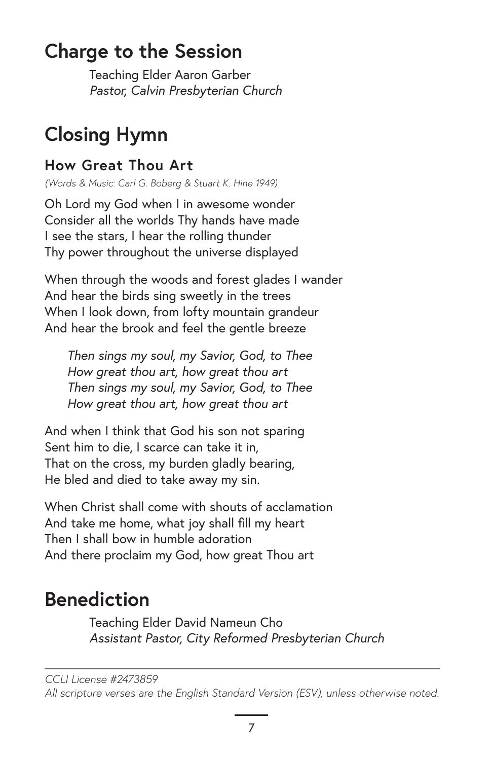## Charge to the Session

Teaching Elder Aaron Garber
*Pastor, Calvin Presbyterian Church*

## Closing Hymn

### How Great Thou Art

*(Words & Music: Carl G. Boberg & Stuart K. Hine 1949)*

Oh Lord my God when I in awesome wonder
Consider all the worlds Thy hands have made
I see the stars, I hear the rolling thunder
Thy power throughout the universe displayed

When through the woods and forest glades I wander
And hear the birds sing sweetly in the trees
When I look down, from lofty mountain grandeur
And hear the brook and feel the gentle breeze

*Then sings my soul, my Savior, God, to Thee*
*How great thou art, how great thou art*
*Then sings my soul, my Savior, God, to Thee*
*How great thou art, how great thou art*

And when I think that God his son not sparing
Sent him to die, I scarce can take it in,
That on the cross, my burden gladly bearing,
He bled and died to take away my sin.

When Christ shall come with shouts of acclamation
And take me home, what joy shall fill my heart
Then I shall bow in humble adoration
And there proclaim my God, how great Thou art

## Benediction

Teaching Elder David Nameun Cho
*Assistant Pastor, City Reformed Presbyterian Church*

---

*CCLI License #2473859*
*All scripture verses are the English Standard Version (ESV), unless otherwise noted.*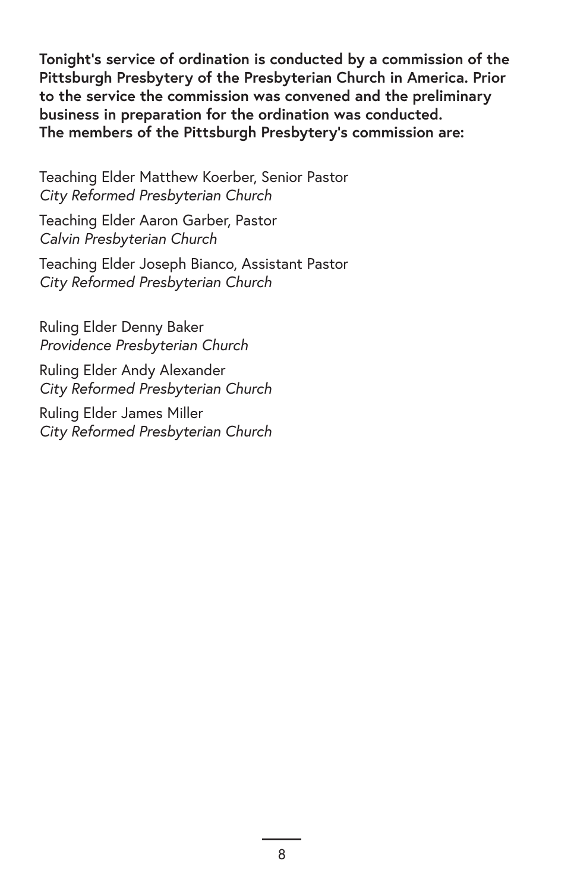**Tonight's service of ordination is conducted by a commission of the Pittsburgh Presbytery of the Presbyterian Church in America. Prior to the service the commission was convened and the preliminary business in preparation for the ordination was conducted. The members of the Pittsburgh Presbytery's commission are:**

Teaching Elder Matthew Koerber, Senior Pastor
*City Reformed Presbyterian Church*

Teaching Elder Aaron Garber, Pastor
*Calvin Presbyterian Church*

Teaching Elder Joseph Bianco, Assistant Pastor
*City Reformed Presbyterian Church*

Ruling Elder Denny Baker
*Providence Presbyterian Church*

Ruling Elder Andy Alexander
*City Reformed Presbyterian Church*

Ruling Elder James Miller
*City Reformed Presbyterian Church*